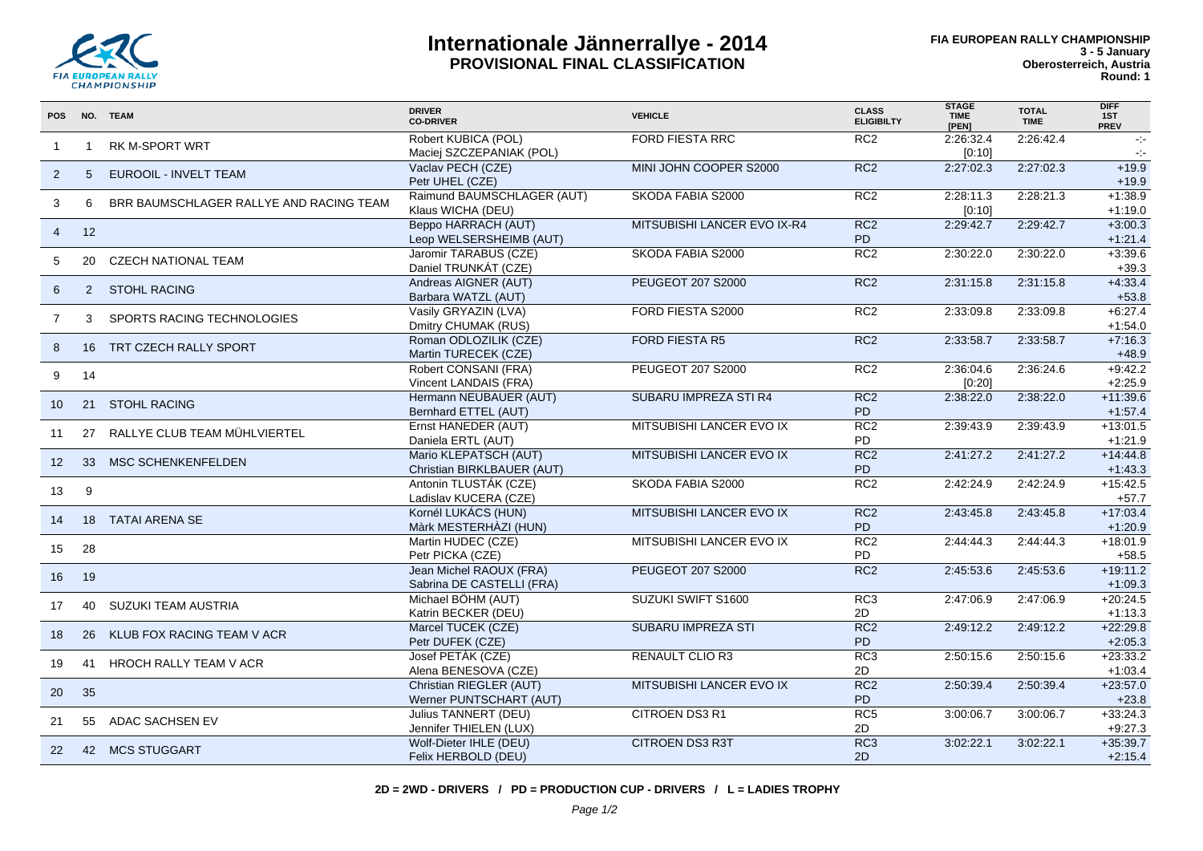# Internationale Jännerrallye - 2014
## PROVISIONAL FINAL CLASSIFICATION

**FIA EUROPEAN RALLY CHAMPIONSHIP**
**3 - 5 January**
**Oberosterreich, Austria**
**Round: 1**

| POS | NO. | TEAM | DRIVER / CO-DRIVER | VEHICLE | CLASS / ELIGIBILTY | STAGE TIME [PEN] | TOTAL TIME | DIFF 1ST / PREV |
|---|---|---|---|---|---|---|---|---|
| 1 | 1 | RK M-SPORT WRT | Robert KUBICA (POL)<br>Maciej SZCZEPANIAK (POL) | FORD FIESTA RRC | RC2 | 2:26:32.4<br>[0:10] | 2:26:42.4 | -:-<br>-:- |
| 2 | 5 | EUROOIL - INVELT TEAM | Vaclav PECH (CZE)<br>Petr UHEL (CZE) | MINI JOHN COOPER S2000 | RC2 | 2:27:02.3 | 2:27:02.3 | +19.9<br>+19.9 |
| 3 | 6 | BRR BAUMSCHLAGER RALLYE AND RACING TEAM | Raimund BAUMSCHLAGER (AUT)<br>Klaus WICHA (DEU) | SKODA FABIA S2000 | RC2 | 2:28:11.3<br>[0:10] | 2:28:21.3 | +1:38.9<br>+1:19.0 |
| 4 | 12 | | Beppo HARRACH (AUT)<br>Leop WELSERSHEIMB (AUT) | MITSUBISHI LANCER EVO IX-R4 | RC2<br>PD | 2:29:42.7 | 2:29:42.7 | +3:00.3<br>+1:21.4 |
| 5 | 20 | CZECH NATIONAL TEAM | Jaromir TARABUS (CZE)<br>Daniel TRUNKÁT (CZE) | SKODA FABIA S2000 | RC2 | 2:30:22.0 | 2:30:22.0 | +3:39.6<br>+39.3 |
| 6 | 2 | STOHL RACING | Andreas AIGNER (AUT)<br>Barbara WATZL (AUT) | PEUGEOT 207 S2000 | RC2 | 2:31:15.8 | 2:31:15.8 | +4:33.4<br>+53.8 |
| 7 | 3 | SPORTS RACING TECHNOLOGIES | Vasily GRYAZIN (LVA)<br>Dmitry CHUMAK (RUS) | FORD FIESTA S2000 | RC2 | 2:33:09.8 | 2:33:09.8 | +6:27.4<br>+1:54.0 |
| 8 | 16 | TRT CZECH RALLY SPORT | Roman ODLOZILIK (CZE)<br>Martin TURECEK (CZE) | FORD FIESTA R5 | RC2 | 2:33:58.7 | 2:33:58.7 | +7:16.3<br>+48.9 |
| 9 | 14 | | Robert CONSANI (FRA)<br>Vincent LANDAIS (FRA) | PEUGEOT 207 S2000 | RC2 | 2:36:04.6<br>[0:20] | 2:36:24.6 | +9:42.2<br>+2:25.9 |
| 10 | 21 | STOHL RACING | Hermann NEUBAUER (AUT)<br>Bernhard ETTEL (AUT) | SUBARU IMPREZA STI R4 | RC2<br>PD | 2:38:22.0 | 2:38:22.0 | +11:39.6<br>+1:57.4 |
| 11 | 27 | RALLYE CLUB TEAM MÜHLVIERTEL | Ernst HANEDER (AUT)<br>Daniela ERTL (AUT) | MITSUBISHI LANCER EVO IX | RC2<br>PD | 2:39:43.9 | 2:39:43.9 | +13:01.5<br>+1:21.9 |
| 12 | 33 | MSC SCHENKENFELDEN | Mario KLEPATSCH (AUT)<br>Christian BIRKLBAUER (AUT) | MITSUBISHI LANCER EVO IX | RC2<br>PD | 2:41:27.2 | 2:41:27.2 | +14:44.8<br>+1:43.3 |
| 13 | 9 | | Antonin TLUSTÁK (CZE)<br>Ladislav KUCERA (CZE) | SKODA FABIA S2000 | RC2 | 2:42:24.9 | 2:42:24.9 | +15:42.5<br>+57.7 |
| 14 | 18 | TATAI ARENA SE | Kornél LUKÁCS (HUN)<br>Màrk MESTERHÀZI (HUN) | MITSUBISHI LANCER EVO IX | RC2<br>PD | 2:43:45.8 | 2:43:45.8 | +17:03.4<br>+1:20.9 |
| 15 | 28 | | Martin HUDEC (CZE)<br>Petr PICKA (CZE) | MITSUBISHI LANCER EVO IX | RC2<br>PD | 2:44:44.3 | 2:44:44.3 | +18:01.9<br>+58.5 |
| 16 | 19 | | Jean Michel RAOUX (FRA)<br>Sabrina DE CASTELLI (FRA) | PEUGEOT 207 S2000 | RC2 | 2:45:53.6 | 2:45:53.6 | +19:11.2<br>+1:09.3 |
| 17 | 40 | SUZUKI TEAM AUSTRIA | Michael BÖHM (AUT)<br>Katrin BECKER (DEU) | SUZUKI SWIFT S1600 | RC3<br>2D | 2:47:06.9 | 2:47:06.9 | +20:24.5<br>+1:13.3 |
| 18 | 26 | KLUB FOX RACING TEAM V ACR | Marcel TUCEK (CZE)<br>Petr DUFEK (CZE) | SUBARU IMPREZA STI | RC2<br>PD | 2:49:12.2 | 2:49:12.2 | +22:29.8<br>+2:05.3 |
| 19 | 41 | HROCH RALLY TEAM V ACR | Josef PETÁK (CZE)<br>Alena BENESOVA (CZE) | RENAULT CLIO R3 | RC3<br>2D | 2:50:15.6 | 2:50:15.6 | +23:33.2<br>+1:03.4 |
| 20 | 35 | | Christian RIEGLER (AUT)<br>Werner PUNTSCHART (AUT) | MITSUBISHI LANCER EVO IX | RC2<br>PD | 2:50:39.4 | 2:50:39.4 | +23:57.0<br>+23.8 |
| 21 | 55 | ADAC SACHSEN EV | Julius TANNERT (DEU)<br>Jennifer THIELEN (LUX) | CITROEN DS3 R1 | RC5<br>2D | 3:00:06.7 | 3:00:06.7 | +33:24.3<br>+9:27.3 |
| 22 | 42 | MCS STUGGART | Wolf-Dieter IHLE (DEU)<br>Felix HERBOLD (DEU) | CITROEN DS3 R3T | RC3<br>2D | 3:02:22.1 | 3:02:22.1 | +35:39.7<br>+2:15.4 |

**2D = 2WD - DRIVERS / PD = PRODUCTION CUP - DRIVERS / L = LADIES TROPHY**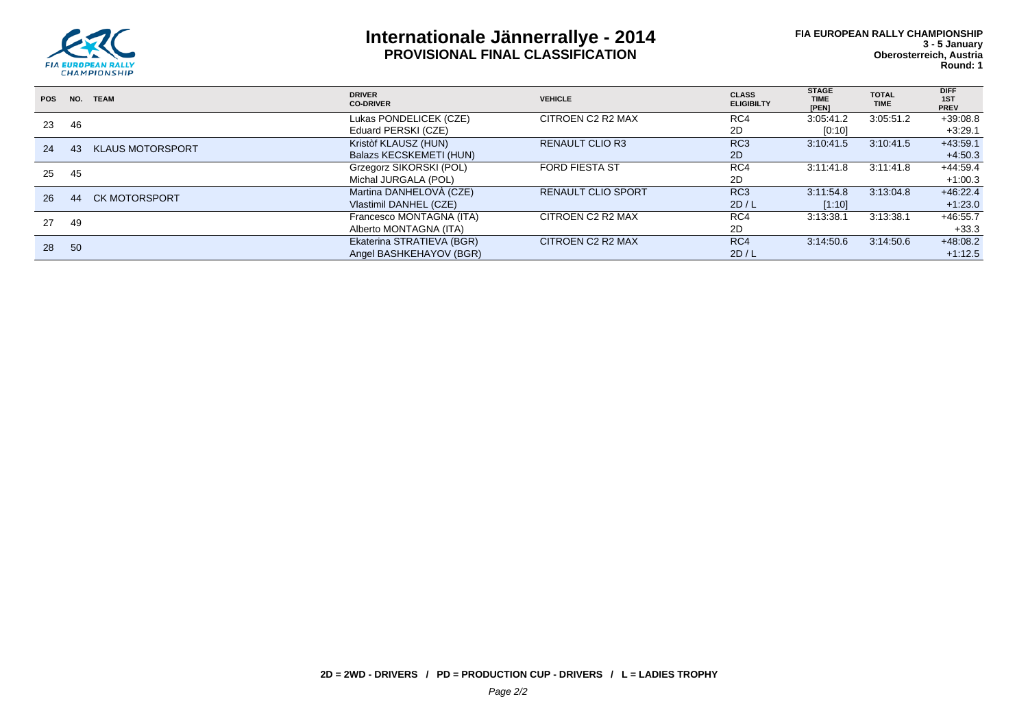# Internationale Jännerrallye - 2014
## PROVISIONAL FINAL CLASSIFICATION

**FIA EUROPEAN RALLY CHAMPIONSHIP**
**3 - 5 January**
**Oberosterreich, Austria**
**Round: 1**

| POS | NO. | TEAM | DRIVER<br>CO-DRIVER | VEHICLE | CLASS<br>ELIGIBILTY | STAGE TIME<br>[PEN] | TOTAL TIME | DIFF 1ST<br>PREV |
|---|---|---|---|---|---|---|---|---|
| 23 | 46 | | Lukas PONDELICEK (CZE)<br>Eduard PERSKI (CZE) | CITROEN C2 R2 MAX | RC4<br>2D | 3:05:41.2<br>[0:10] | 3:05:51.2 | +39:08.8<br>+3:29.1 |
| 24 | 43 | KLAUS MOTORSPORT | Kristòf KLAUSZ (HUN)<br>Balazs KECSKEMETI (HUN) | RENAULT CLIO R3 | RC3<br>2D | 3:10:41.5 | 3:10:41.5 | +43:59.1<br>+4:50.3 |
| 25 | 45 | | Grzegorz SIKORSKI (POL)<br>Michal JURGALA (POL) | FORD FIESTA ST | RC4<br>2D | 3:11:41.8 | 3:11:41.8 | +44:59.4<br>+1:00.3 |
| 26 | 44 | CK MOTORSPORT | Martina DANHELOVÀ (CZE)<br>Vlastimil DANHEL (CZE) | RENAULT CLIO SPORT | RC3<br>2D / L | 3:11:54.8<br>[1:10] | 3:13:04.8 | +46:22.4<br>+1:23.0 |
| 27 | 49 | | Francesco MONTAGNA (ITA)<br>Alberto MONTAGNA (ITA) | CITROEN C2 R2 MAX | RC4<br>2D | 3:13:38.1 | 3:13:38.1 | +46:55.7<br>+33.3 |
| 28 | 50 | | Ekaterina STRATIEVA (BGR)<br>Angel BASHKEHAYOV (BGR) | CITROEN C2 R2 MAX | RC4<br>2D / L | 3:14:50.6 | 3:14:50.6 | +48:08.2<br>+1:12.5 |

**2D = 2WD - DRIVERS / PD = PRODUCTION CUP - DRIVERS / L = LADIES TROPHY**